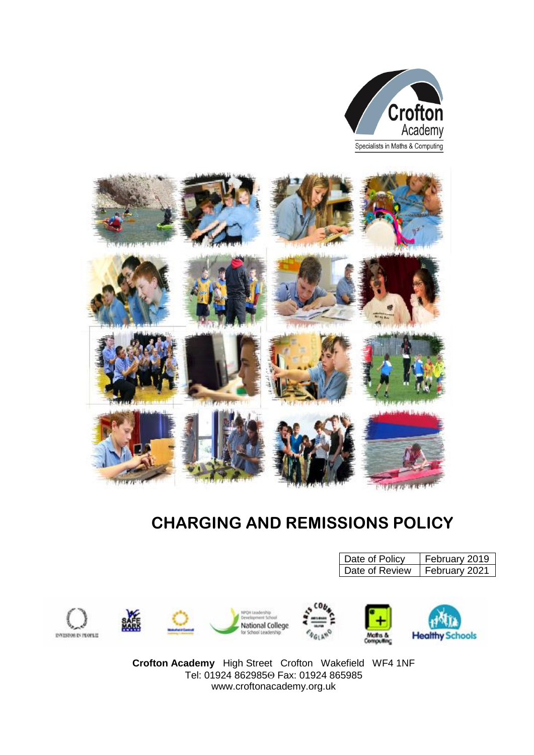Crofton
Academy
Specialists in Maths & Computing

# CHARGING AND REMISSIONS POLICY

| Date of Policy | February 2019 |
| --- | --- |
| Date of Review | February 2021 |

**Crofton Academy** High Street Crofton Wakefield WF4 1NF
Tel: 01924 862985Θ Fax: 01924 865985
www.croftonacademy.org.uk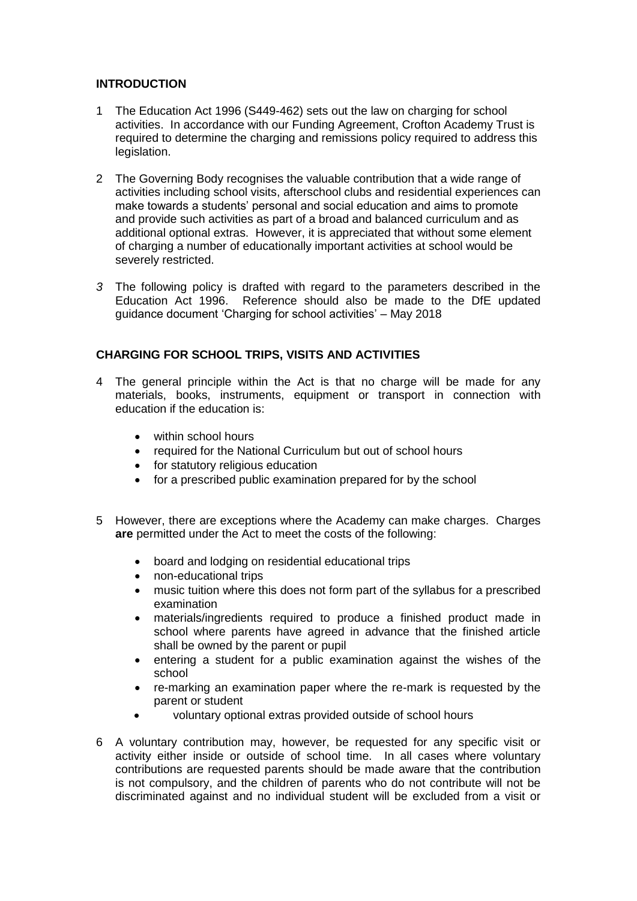## INTRODUCTION

1 The Education Act 1996 (S449-462) sets out the law on charging for school activities. In accordance with our Funding Agreement, Crofton Academy Trust is required to determine the charging and remissions policy required to address this legislation.

2 The Governing Body recognises the valuable contribution that a wide range of activities including school visits, afterschool clubs and residential experiences can make towards a students' personal and social education and aims to promote and provide such activities as part of a broad and balanced curriculum and as additional optional extras. However, it is appreciated that without some element of charging a number of educationally important activities at school would be severely restricted.

*3* The following policy is drafted with regard to the parameters described in the Education Act 1996. Reference should also be made to the DfE updated guidance document 'Charging for school activities' – May 2018

## CHARGING FOR SCHOOL TRIPS, VISITS AND ACTIVITIES

4 The general principle within the Act is that no charge will be made for any materials, books, instruments, equipment or transport in connection with education if the education is:

- within school hours
- required for the National Curriculum but out of school hours
- for statutory religious education
- for a prescribed public examination prepared for by the school

5 However, there are exceptions where the Academy can make charges. Charges **are** permitted under the Act to meet the costs of the following:

- board and lodging on residential educational trips
- non-educational trips
- music tuition where this does not form part of the syllabus for a prescribed examination
- materials/ingredients required to produce a finished product made in school where parents have agreed in advance that the finished article shall be owned by the parent or pupil
- entering a student for a public examination against the wishes of the school
- re-marking an examination paper where the re-mark is requested by the parent or student
- voluntary optional extras provided outside of school hours

6 A voluntary contribution may, however, be requested for any specific visit or activity either inside or outside of school time. In all cases where voluntary contributions are requested parents should be made aware that the contribution is not compulsory, and the children of parents who do not contribute will not be discriminated against and no individual student will be excluded from a visit or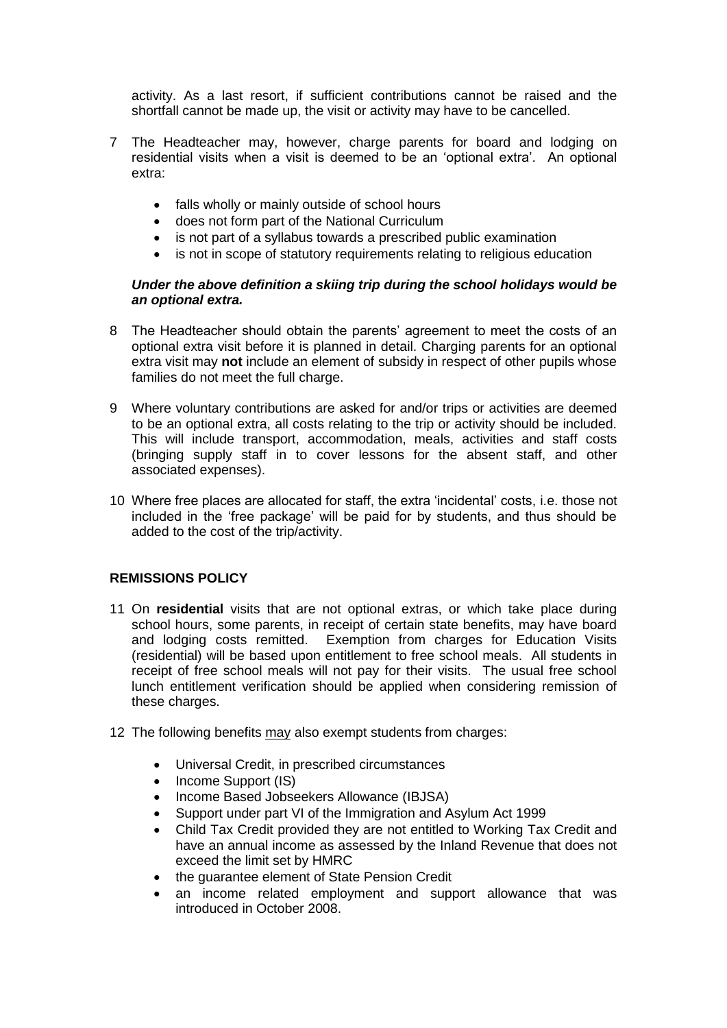activity. As a last resort, if sufficient contributions cannot be raised and the shortfall cannot be made up, the visit or activity may have to be cancelled.

7 The Headteacher may, however, charge parents for board and lodging on residential visits when a visit is deemed to be an 'optional extra'. An optional extra:

- falls wholly or mainly outside of school hours
- does not form part of the National Curriculum
- is not part of a syllabus towards a prescribed public examination
- is not in scope of statutory requirements relating to religious education

***Under the above definition a skiing trip during the school holidays would be an optional extra.***

8 The Headteacher should obtain the parents' agreement to meet the costs of an optional extra visit before it is planned in detail. Charging parents for an optional extra visit may **not** include an element of subsidy in respect of other pupils whose families do not meet the full charge.

9 Where voluntary contributions are asked for and/or trips or activities are deemed to be an optional extra, all costs relating to the trip or activity should be included. This will include transport, accommodation, meals, activities and staff costs (bringing supply staff in to cover lessons for the absent staff, and other associated expenses).

10 Where free places are allocated for staff, the extra 'incidental' costs, i.e. those not included in the 'free package' will be paid for by students, and thus should be added to the cost of the trip/activity.

**REMISSIONS POLICY**

11 On **residential** visits that are not optional extras, or which take place during school hours, some parents, in receipt of certain state benefits, may have board and lodging costs remitted. Exemption from charges for Education Visits (residential) will be based upon entitlement to free school meals. All students in receipt of free school meals will not pay for their visits. The usual free school lunch entitlement verification should be applied when considering remission of these charges.

12 The following benefits <u>may</u> also exempt students from charges:

- Universal Credit, in prescribed circumstances
- Income Support (IS)
- Income Based Jobseekers Allowance (IBJSA)
- Support under part VI of the Immigration and Asylum Act 1999
- Child Tax Credit provided they are not entitled to Working Tax Credit and have an annual income as assessed by the Inland Revenue that does not exceed the limit set by HMRC
- the guarantee element of State Pension Credit
- an income related employment and support allowance that was introduced in October 2008.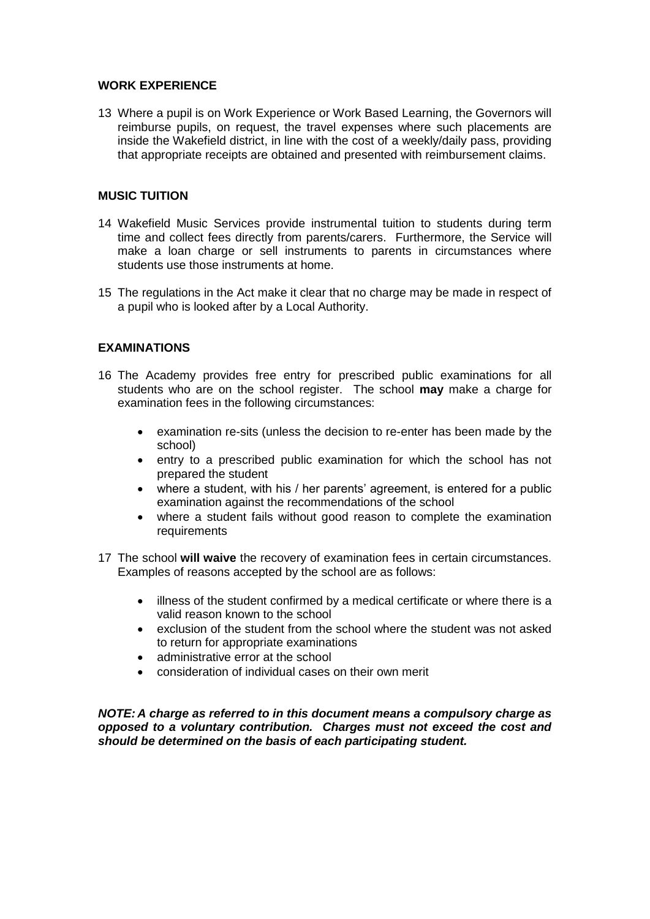## WORK EXPERIENCE

13 Where a pupil is on Work Experience or Work Based Learning, the Governors will reimburse pupils, on request, the travel expenses where such placements are inside the Wakefield district, in line with the cost of a weekly/daily pass, providing that appropriate receipts are obtained and presented with reimbursement claims.

## MUSIC TUITION

14 Wakefield Music Services provide instrumental tuition to students during term time and collect fees directly from parents/carers. Furthermore, the Service will make a loan charge or sell instruments to parents in circumstances where students use those instruments at home.

15 The regulations in the Act make it clear that no charge may be made in respect of a pupil who is looked after by a Local Authority.

## EXAMINATIONS

16 The Academy provides free entry for prescribed public examinations for all students who are on the school register. The school **may** make a charge for examination fees in the following circumstances:

- examination re-sits (unless the decision to re-enter has been made by the school)
- entry to a prescribed public examination for which the school has not prepared the student
- where a student, with his / her parents' agreement, is entered for a public examination against the recommendations of the school
- where a student fails without good reason to complete the examination requirements

17 The school **will waive** the recovery of examination fees in certain circumstances. Examples of reasons accepted by the school are as follows:

- illness of the student confirmed by a medical certificate or where there is a valid reason known to the school
- exclusion of the student from the school where the student was not asked to return for appropriate examinations
- administrative error at the school
- consideration of individual cases on their own merit

***NOTE: A charge as referred to in this document means a compulsory charge as opposed to a voluntary contribution. Charges must not exceed the cost and should be determined on the basis of each participating student.***